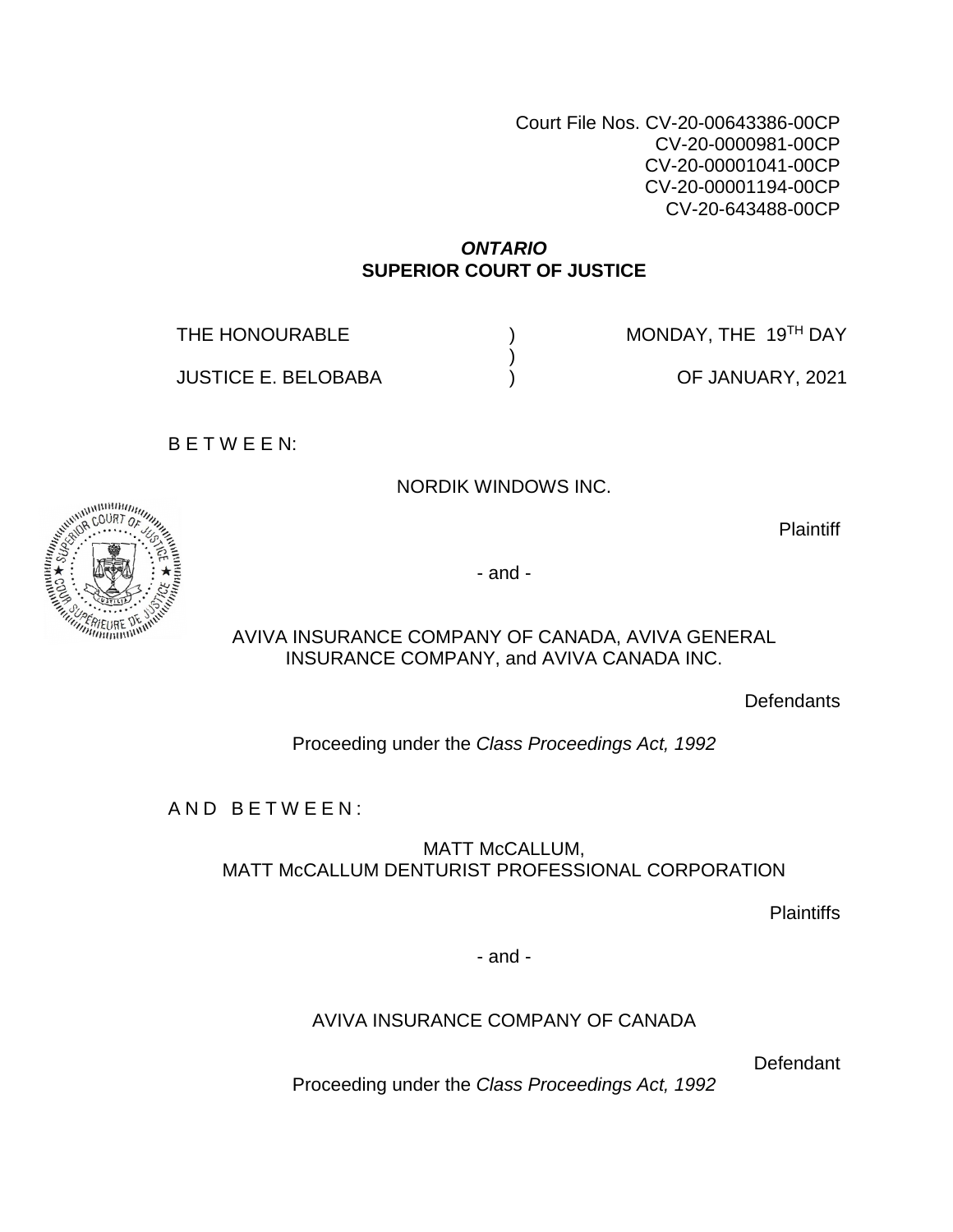Court File Nos. CV-20-00643386-00CP
CV-20-0000981-00CP
CV-20-00001041-00CP
CV-20-00001194-00CP
CV-20-643488-00CP

***ONTARIO***
**SUPERIOR COURT OF JUSTICE**

THE HONOURABLE ) MONDAY, THE 19TH DAY
)
JUSTICE E. BELOBABA ) OF JANUARY, 2021

B E T W E E N:

NORDIK WINDOWS INC.

Plaintiff

- and -

AVIVA INSURANCE COMPANY OF CANADA, AVIVA GENERAL INSURANCE COMPANY, and AVIVA CANADA INC.

Defendants

Proceeding under the *Class Proceedings Act, 1992*

A N D B E T W E E N :

MATT McCALLUM,
MATT McCALLUM DENTURIST PROFESSIONAL CORPORATION

Plaintiffs

- and -

AVIVA INSURANCE COMPANY OF CANADA

Defendant

Proceeding under the *Class Proceedings Act, 1992*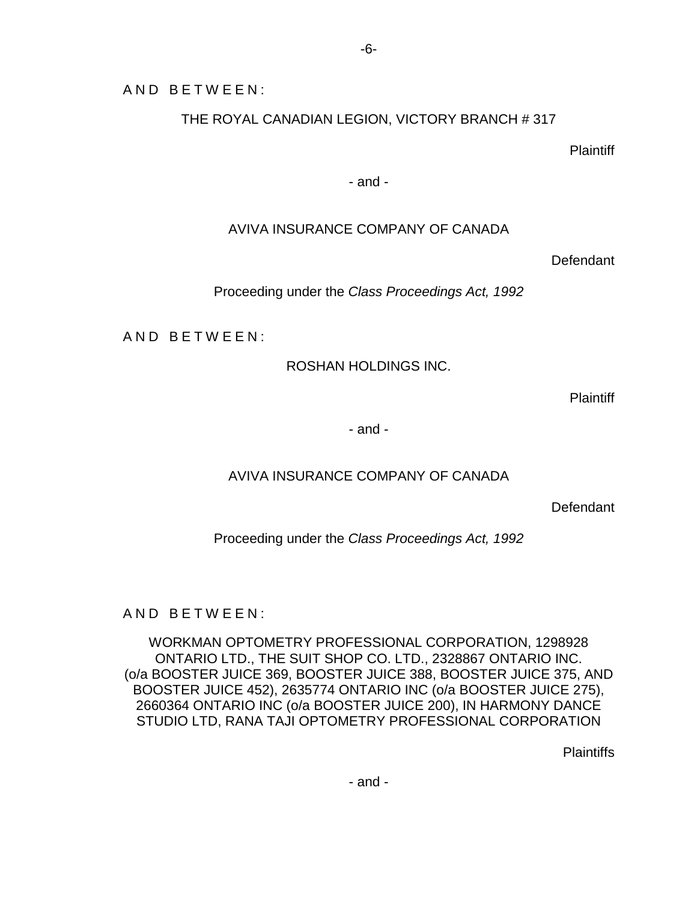A N D   B E T W E E N :

THE ROYAL CANADIAN LEGION, VICTORY BRANCH # 317

Plaintiff

- and -

AVIVA INSURANCE COMPANY OF CANADA

Defendant

Proceeding under the *Class Proceedings Act, 1992*

A N D   B E T W E E N :

ROSHAN HOLDINGS INC.

Plaintiff

- and -

AVIVA INSURANCE COMPANY OF CANADA

Defendant

Proceeding under the *Class Proceedings Act, 1992*

A N D   B E T W E E N :

WORKMAN OPTOMETRY PROFESSIONAL CORPORATION, 1298928 ONTARIO LTD., THE SUIT SHOP CO. LTD., 2328867 ONTARIO INC. (o/a BOOSTER JUICE 369, BOOSTER JUICE 388, BOOSTER JUICE 375, AND BOOSTER JUICE 452), 2635774 ONTARIO INC (o/a BOOSTER JUICE 275), 2660364 ONTARIO INC (o/a BOOSTER JUICE 200), IN HARMONY DANCE STUDIO LTD, RANA TAJI OPTOMETRY PROFESSIONAL CORPORATION

Plaintiffs

- and -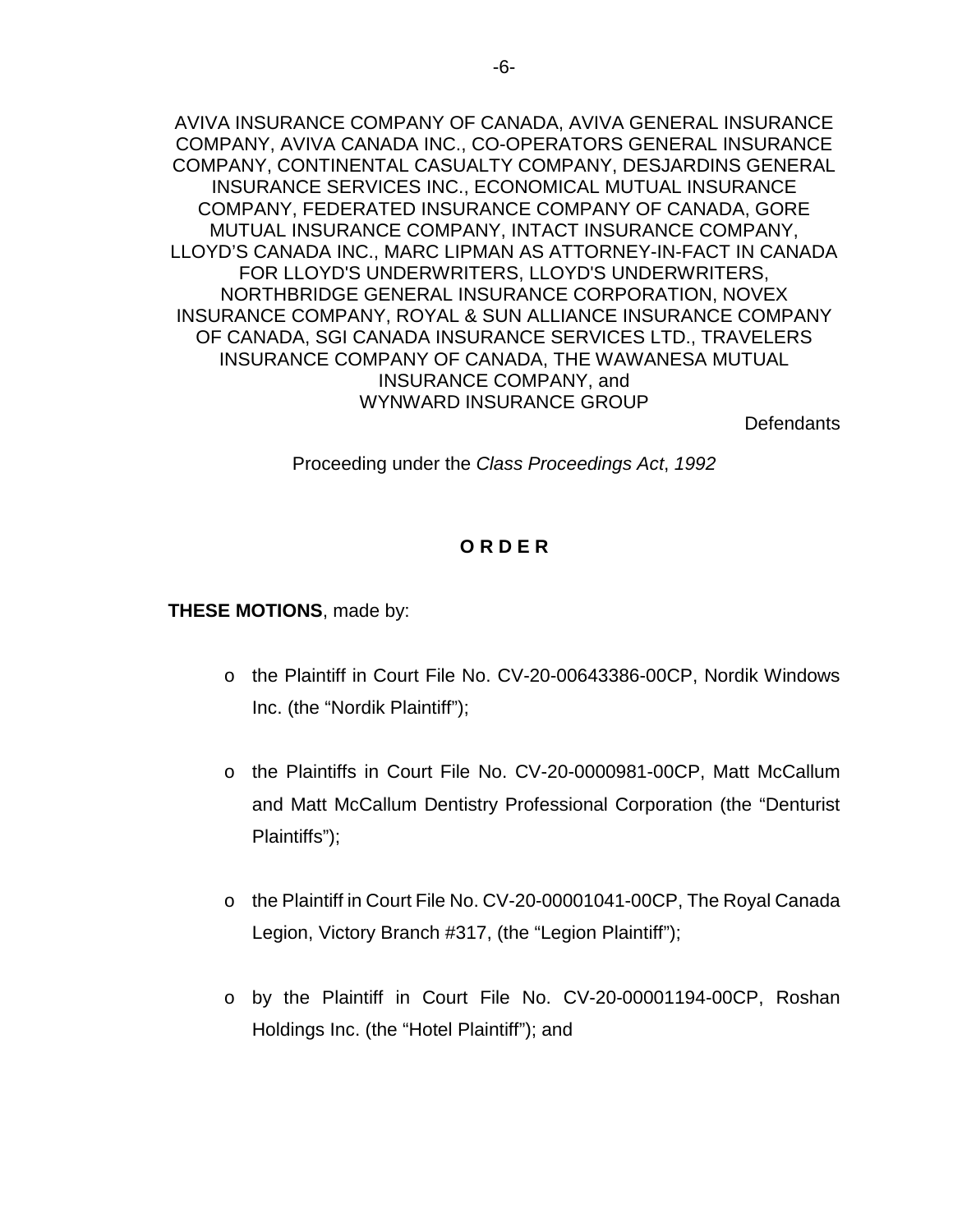AVIVA INSURANCE COMPANY OF CANADA, AVIVA GENERAL INSURANCE COMPANY, AVIVA CANADA INC., CO-OPERATORS GENERAL INSURANCE COMPANY, CONTINENTAL CASUALTY COMPANY, DESJARDINS GENERAL INSURANCE SERVICES INC., ECONOMICAL MUTUAL INSURANCE COMPANY, FEDERATED INSURANCE COMPANY OF CANADA, GORE MUTUAL INSURANCE COMPANY, INTACT INSURANCE COMPANY, LLOYD'S CANADA INC., MARC LIPMAN AS ATTORNEY-IN-FACT IN CANADA FOR LLOYD'S UNDERWRITERS, LLOYD'S UNDERWRITERS, NORTHBRIDGE GENERAL INSURANCE CORPORATION, NOVEX INSURANCE COMPANY, ROYAL & SUN ALLIANCE INSURANCE COMPANY OF CANADA, SGI CANADA INSURANCE SERVICES LTD., TRAVELERS INSURANCE COMPANY OF CANADA, THE WAWANESA MUTUAL INSURANCE COMPANY, and WYNWARD INSURANCE GROUP

Defendants

Proceeding under the *Class Proceedings Act*, *1992*

# O R D E R

**THESE MOTIONS**, made by:

- the Plaintiff in Court File No. CV-20-00643386-00CP, Nordik Windows Inc. (the "Nordik Plaintiff");
- the Plaintiffs in Court File No. CV-20-0000981-00CP, Matt McCallum and Matt McCallum Dentistry Professional Corporation (the "Denturist Plaintiffs");
- the Plaintiff in Court File No. CV-20-00001041-00CP, The Royal Canada Legion, Victory Branch #317, (the "Legion Plaintiff");
- by the Plaintiff in Court File No. CV-20-00001194-00CP, Roshan Holdings Inc. (the "Hotel Plaintiff"); and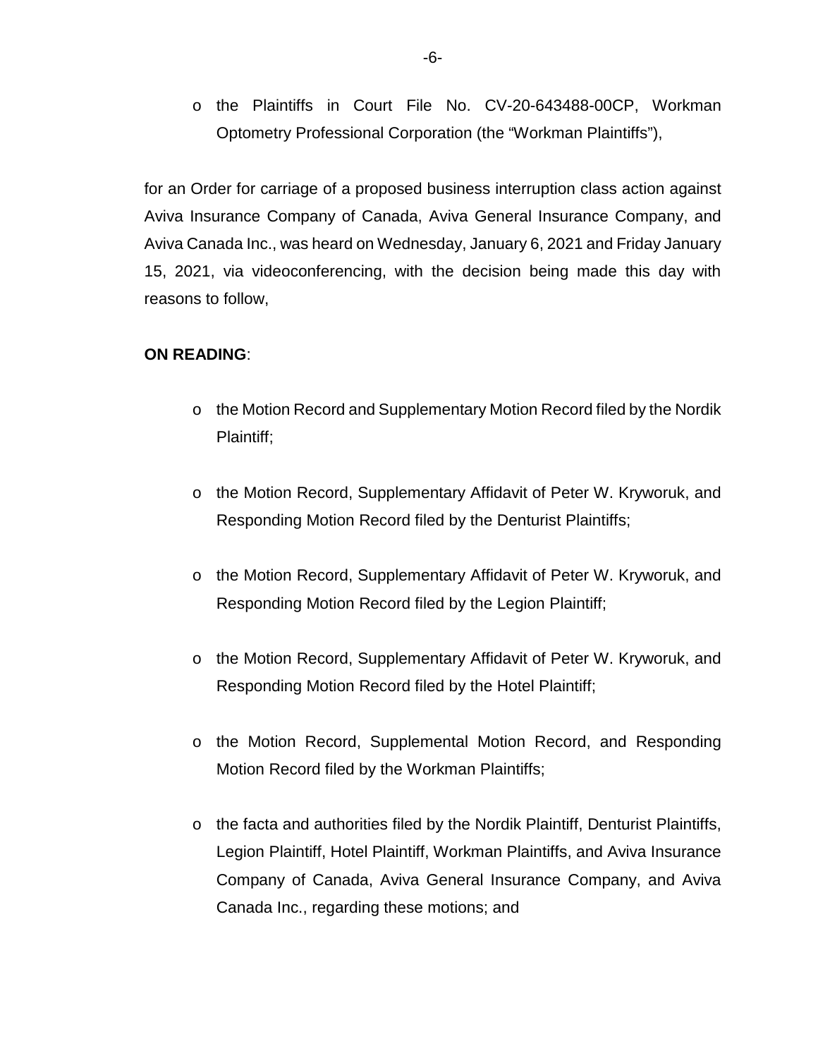- the Plaintiffs in Court File No. CV-20-643488-00CP, Workman Optometry Professional Corporation (the "Workman Plaintiffs"),

for an Order for carriage of a proposed business interruption class action against Aviva Insurance Company of Canada, Aviva General Insurance Company, and Aviva Canada Inc., was heard on Wednesday, January 6, 2021 and Friday January 15, 2021, via videoconferencing, with the decision being made this day with reasons to follow,

**ON READING**:

- the Motion Record and Supplementary Motion Record filed by the Nordik Plaintiff;
- the Motion Record, Supplementary Affidavit of Peter W. Kryworuk, and Responding Motion Record filed by the Denturist Plaintiffs;
- the Motion Record, Supplementary Affidavit of Peter W. Kryworuk, and Responding Motion Record filed by the Legion Plaintiff;
- the Motion Record, Supplementary Affidavit of Peter W. Kryworuk, and Responding Motion Record filed by the Hotel Plaintiff;
- the Motion Record, Supplemental Motion Record, and Responding Motion Record filed by the Workman Plaintiffs;
- the facta and authorities filed by the Nordik Plaintiff, Denturist Plaintiffs, Legion Plaintiff, Hotel Plaintiff, Workman Plaintiffs, and Aviva Insurance Company of Canada, Aviva General Insurance Company, and Aviva Canada Inc., regarding these motions; and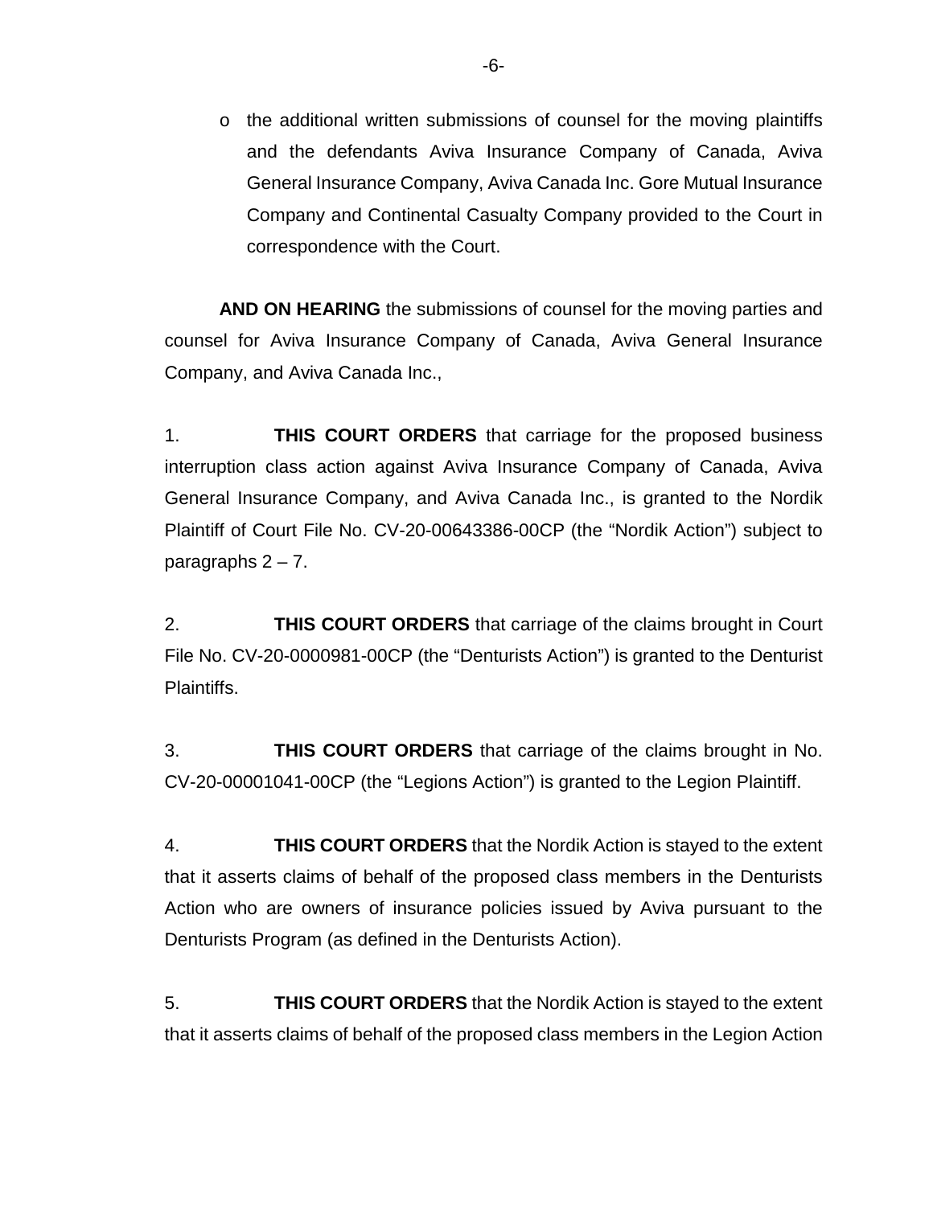- the additional written submissions of counsel for the moving plaintiffs and the defendants Aviva Insurance Company of Canada, Aviva General Insurance Company, Aviva Canada Inc. Gore Mutual Insurance Company and Continental Casualty Company provided to the Court in correspondence with the Court.

**AND ON HEARING** the submissions of counsel for the moving parties and counsel for Aviva Insurance Company of Canada, Aviva General Insurance Company, and Aviva Canada Inc.,

1. **THIS COURT ORDERS** that carriage for the proposed business interruption class action against Aviva Insurance Company of Canada, Aviva General Insurance Company, and Aviva Canada Inc., is granted to the Nordik Plaintiff of Court File No. CV-20-00643386-00CP (the "Nordik Action") subject to paragraphs 2 – 7.

2. **THIS COURT ORDERS** that carriage of the claims brought in Court File No. CV-20-0000981-00CP (the "Denturists Action") is granted to the Denturist Plaintiffs.

3. **THIS COURT ORDERS** that carriage of the claims brought in No. CV-20-00001041-00CP (the "Legions Action") is granted to the Legion Plaintiff.

4. **THIS COURT ORDERS** that the Nordik Action is stayed to the extent that it asserts claims of behalf of the proposed class members in the Denturists Action who are owners of insurance policies issued by Aviva pursuant to the Denturists Program (as defined in the Denturists Action).

5. **THIS COURT ORDERS** that the Nordik Action is stayed to the extent that it asserts claims of behalf of the proposed class members in the Legion Action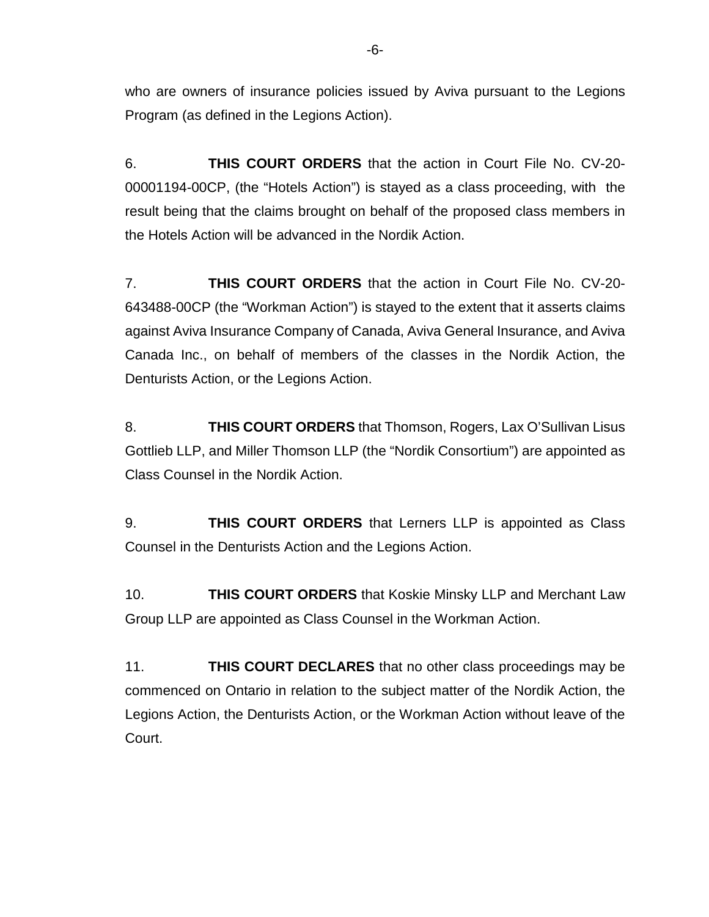who are owners of insurance policies issued by Aviva pursuant to the Legions Program (as defined in the Legions Action).

6. **THIS COURT ORDERS** that the action in Court File No. CV-20-00001194-00CP, (the "Hotels Action") is stayed as a class proceeding, with the result being that the claims brought on behalf of the proposed class members in the Hotels Action will be advanced in the Nordik Action.

7. **THIS COURT ORDERS** that the action in Court File No. CV-20-643488-00CP (the "Workman Action") is stayed to the extent that it asserts claims against Aviva Insurance Company of Canada, Aviva General Insurance, and Aviva Canada Inc., on behalf of members of the classes in the Nordik Action, the Denturists Action, or the Legions Action.

8. **THIS COURT ORDERS** that Thomson, Rogers, Lax O'Sullivan Lisus Gottlieb LLP, and Miller Thomson LLP (the "Nordik Consortium") are appointed as Class Counsel in the Nordik Action.

9. **THIS COURT ORDERS** that Lerners LLP is appointed as Class Counsel in the Denturists Action and the Legions Action.

10. **THIS COURT ORDERS** that Koskie Minsky LLP and Merchant Law Group LLP are appointed as Class Counsel in the Workman Action.

11. **THIS COURT DECLARES** that no other class proceedings may be commenced on Ontario in relation to the subject matter of the Nordik Action, the Legions Action, the Denturists Action, or the Workman Action without leave of the Court.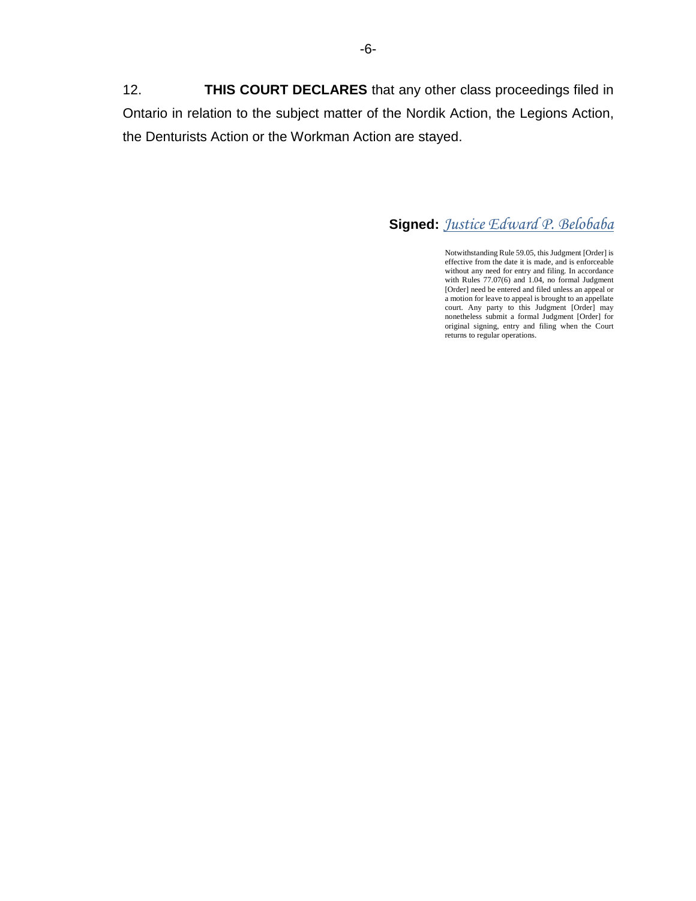12. **THIS COURT DECLARES** that any other class proceedings filed in Ontario in relation to the subject matter of the Nordik Action, the Legions Action, the Denturists Action or the Workman Action are stayed.

**Signed:** *Justice Edward P. Belobaba*

Notwithstanding Rule 59.05, this Judgment [Order] is effective from the date it is made, and is enforceable without any need for entry and filing. In accordance with Rules 77.07(6) and 1.04, no formal Judgment [Order] need be entered and filed unless an appeal or a motion for leave to appeal is brought to an appellate court. Any party to this Judgment [Order] may nonetheless submit a formal Judgment [Order] for original signing, entry and filing when the Court returns to regular operations.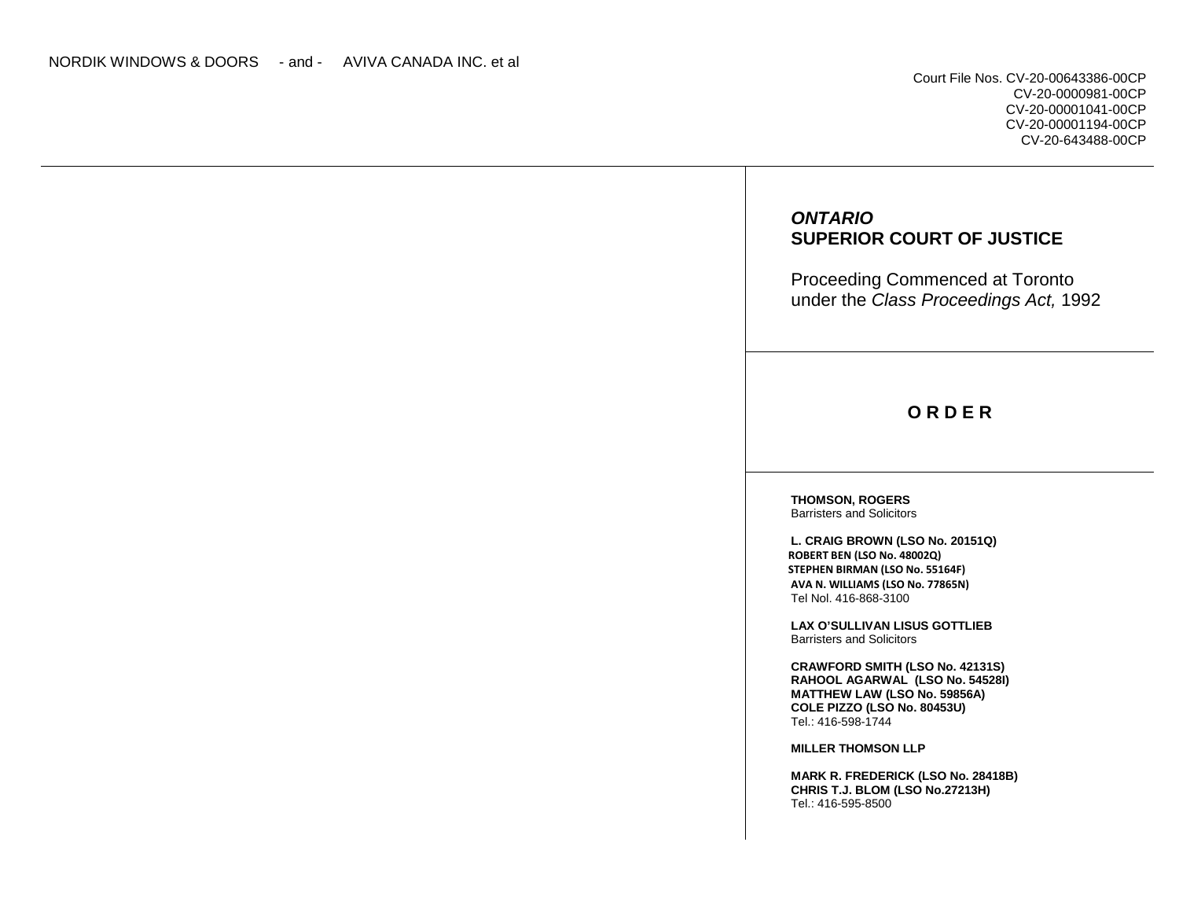NORDIK WINDOWS & DOORS - and - AVIVA CANADA INC. et al

Court File Nos. CV-20-00643386-00CP
CV-20-0000981-00CP
CV-20-00001041-00CP
CV-20-00001194-00CP
CV-20-643488-00CP

***ONTARIO***
**SUPERIOR COURT OF JUSTICE**

Proceeding Commenced at Toronto
under the *Class Proceedings Act,* 1992

## O R D E R

**THOMSON, ROGERS**
Barristers and Solicitors

**L. CRAIG BROWN (LSO No. 20151Q)**
**ROBERT BEN (LSO No. 48002Q)**
**STEPHEN BIRMAN (LSO No. 55164F)**
**AVA N. WILLIAMS (LSO No. 77865N)**
Tel Nol. 416-868-3100

**LAX O'SULLIVAN LISUS GOTTLIEB**
Barristers and Solicitors

**CRAWFORD SMITH (LSO No. 42131S)**
**RAHOOL AGARWAL (LSO No. 54528I)**
**MATTHEW LAW (LSO No. 59856A)**
**COLE PIZZO (LSO No. 80453U)**
Tel.: 416-598-1744

**MILLER THOMSON LLP**

**MARK R. FREDERICK (LSO No. 28418B)**
**CHRIS T.J. BLOM (LSO No.27213H)**
Tel.: 416-595-8500